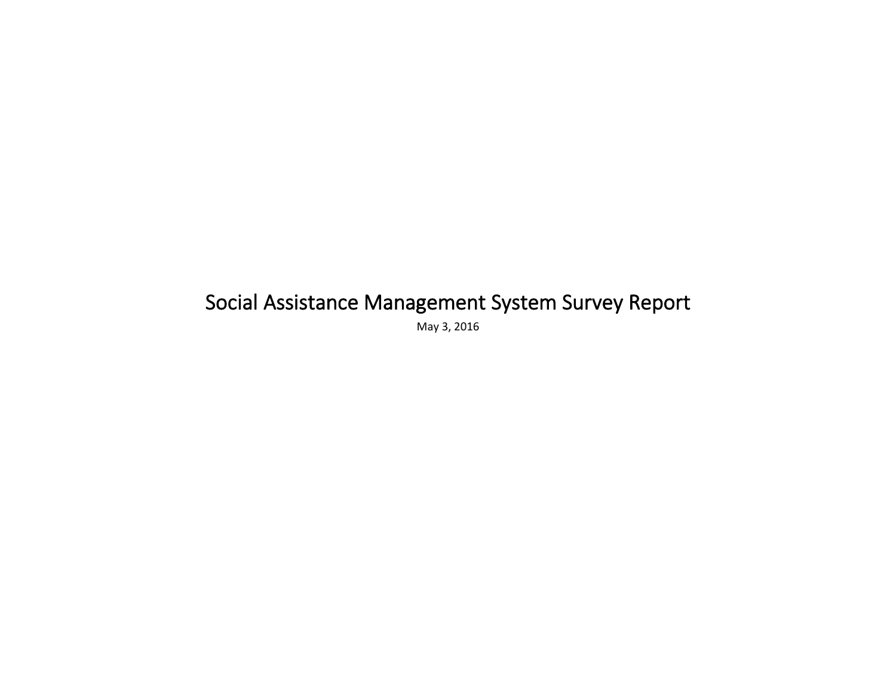# Social Assistance Management System Survey Report

May 3, 2016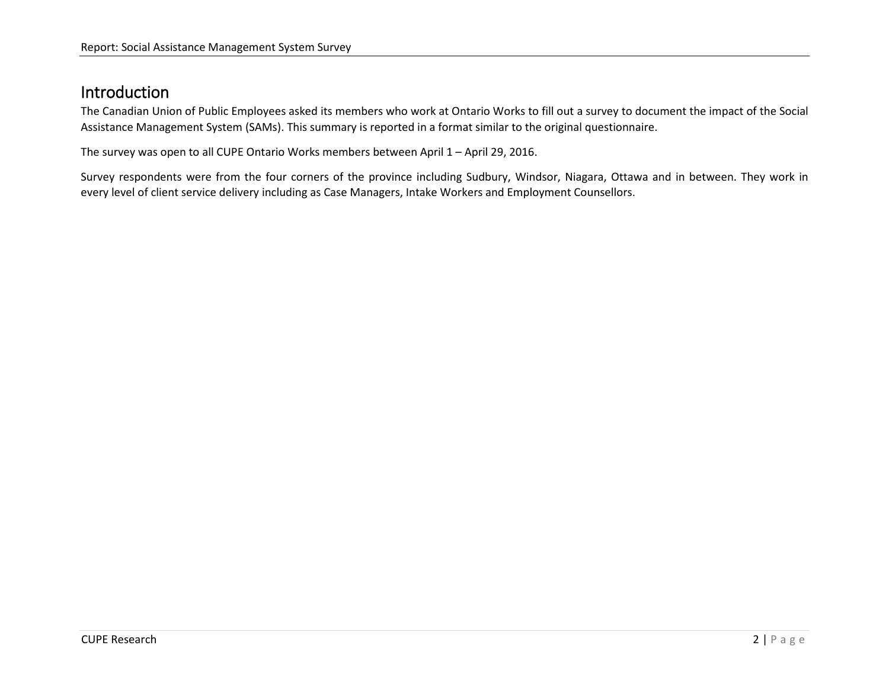# Introduction

The Canadian Union of Public Employees asked its members who work at Ontario Works to fill out a survey to document the impact of the Social Assistance Management System (SAMs). This summary is reported in a format similar to the original questionnaire.

The survey was open to all CUPE Ontario Works members between April 1 – April 29, 2016.

Survey respondents were from the four corners of the province including Sudbury, Windsor, Niagara, Ottawa and in between. They work in every level of client service delivery including as Case Managers, Intake Workers and Employment Counsellors.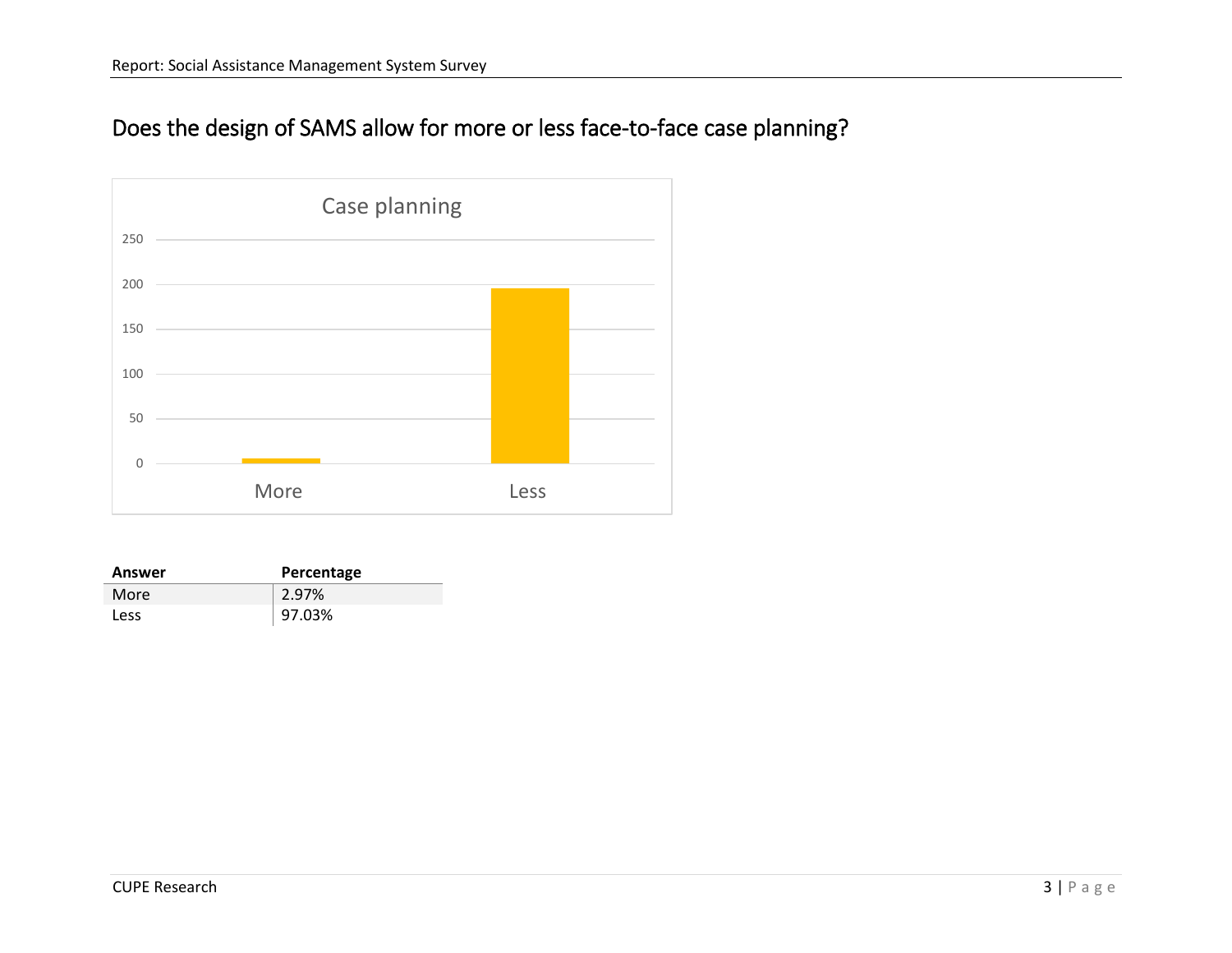## Does the design of SAMS allow for more or less face-to-face case planning?

| Answer | Percentage |
| --- | --- |
| More | 2.97% |
| Less | 97.03% |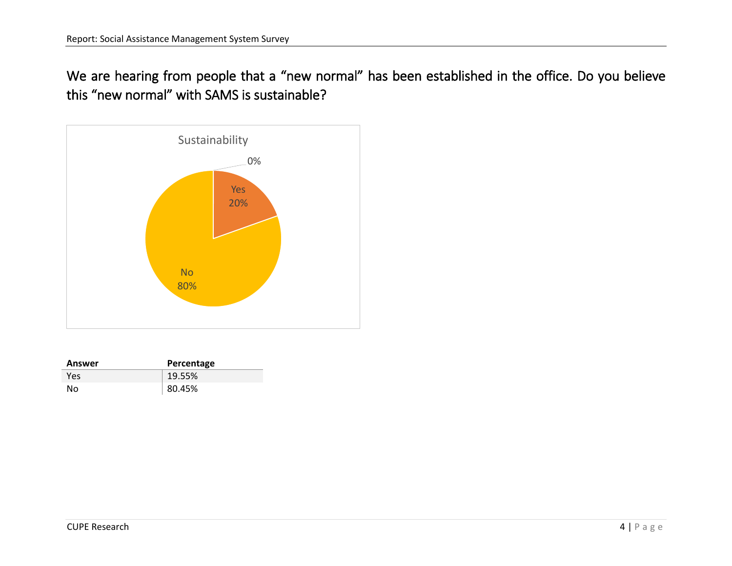## We are hearing from people that a "new normal" has been established in the office. Do you believe this "new normal" with SAMS is sustainable?

Sustainability

| Answer | Percentage |
|---|---|
| Yes | 19.55% |
| No | 80.45% |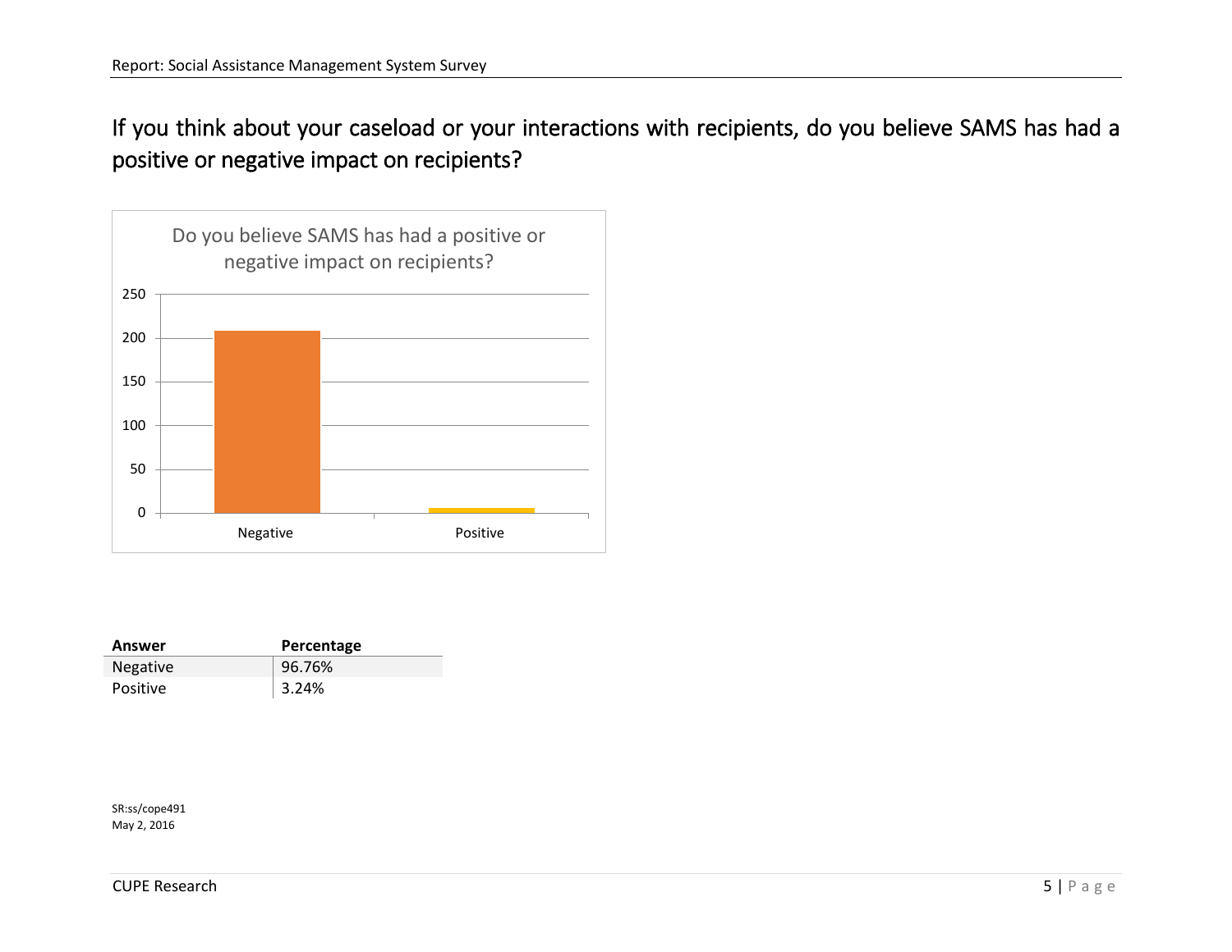## If you think about your caseload or your interactions with recipients, do you believe SAMS has had a positive or negative impact on recipients?

Do you believe SAMS has had a positive or negative impact on recipients?

250
200
150
100
50
0

Negative
Positive

| Answer | Percentage |
| --- | --- |
| Negative | 96.76% |
| Positive | 3.24% |

SR:ss/cope491
May 2, 2016